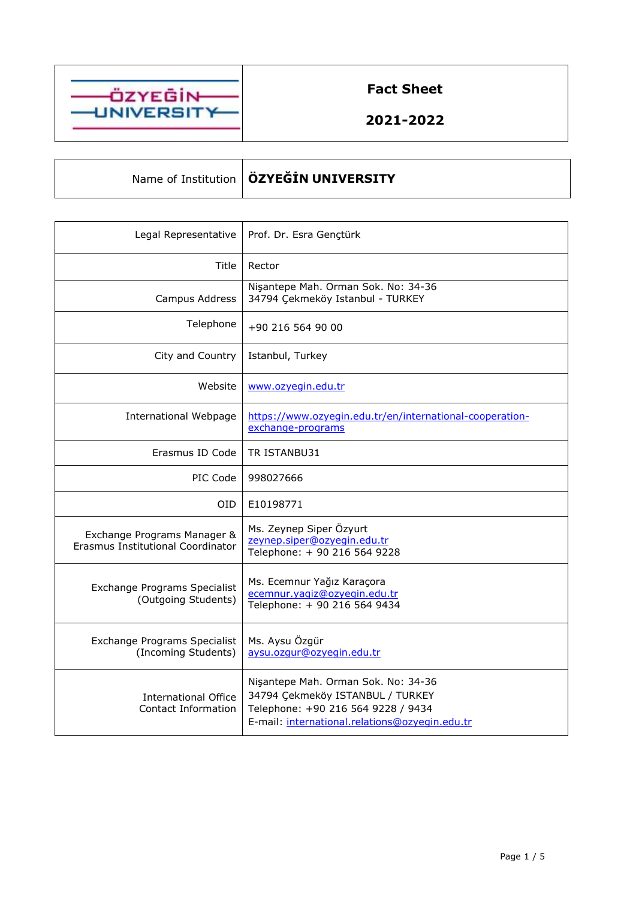# Fact Sheet

## 2021-2022

| Name of Institution | **ÖZYEĞİN UNIVERSITY** |
|---|---|

| | |
|---|---|
| Legal Representative | Prof. Dr. Esra Gençtürk |
| Title | Rector |
| Campus Address | Nişantepe Mah. Orman Sok. No: 34-36<br>34794 Çekmeköy Istanbul - TURKEY |
| Telephone | +90 216 564 90 00 |
| City and Country | Istanbul, Turkey |
| Website | www.ozyegin.edu.tr |
| International Webpage | https://www.ozyegin.edu.tr/en/international-cooperation-exchange-programs |
| Erasmus ID Code | TR ISTANBU31 |
| PIC Code | 998027666 |
| OID | E10198771 |
| Exchange Programs Manager & Erasmus Institutional Coordinator | Ms. Zeynep Siper Özyurt<br>zeynep.siper@ozyegin.edu.tr<br>Telephone: + 90 216 564 9228 |
| Exchange Programs Specialist (Outgoing Students) | Ms. Ecemnur Yağız Karaçora<br>ecemnur.yagiz@ozyegin.edu.tr<br>Telephone: + 90 216 564 9434 |
| Exchange Programs Specialist (Incoming Students) | Ms. Aysu Özgür<br>aysu.ozgur@ozyegin.edu.tr |
| International Office Contact Information | Nişantepe Mah. Orman Sok. No: 34-36<br>34794 Çekmeköy ISTANBUL / TURKEY<br>Telephone: +90 216 564 9228 / 9434<br>E-mail: international.relations@ozyegin.edu.tr |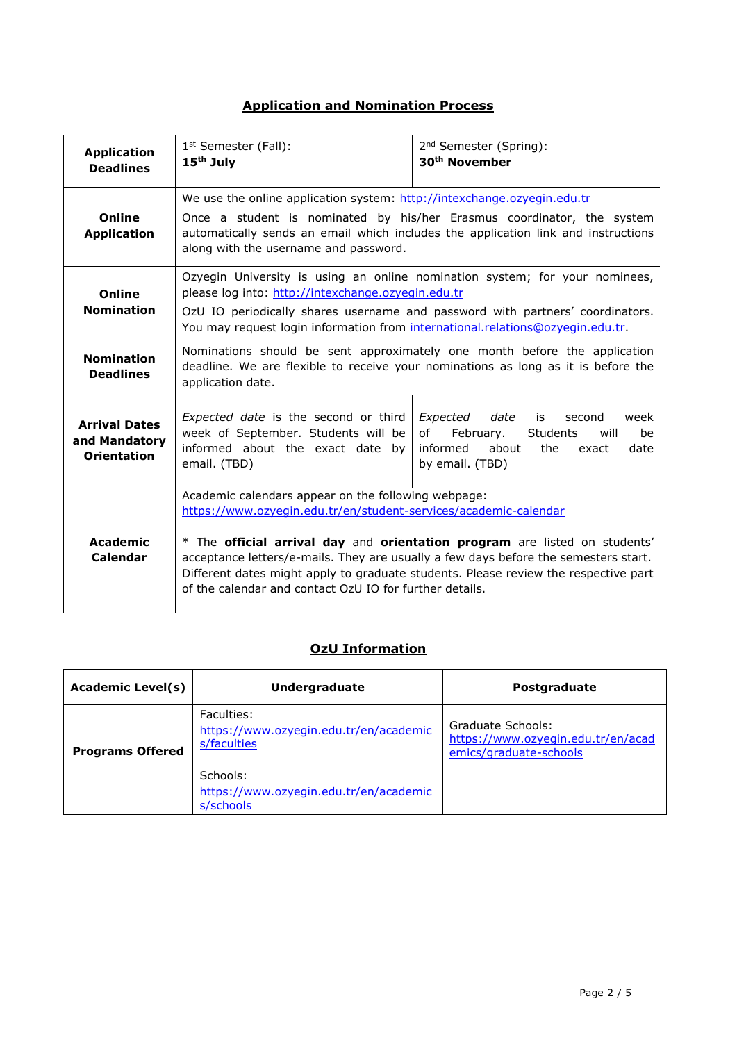## Application and Nomination Process

| | | |
|---|---|---|
| **Application Deadlines** | 1st Semester (Fall): **15th July** | 2nd Semester (Spring): **30th November** |
| **Online Application** | We use the online application system: http://intexchange.ozyegin.edu.tr<br>Once a student is nominated by his/her Erasmus coordinator, the system automatically sends an email which includes the application link and instructions along with the username and password. | |
| **Online Nomination** | Ozyegin University is using an online nomination system; for your nominees, please log into: http://intexchange.ozyegin.edu.tr<br>OzU IO periodically shares username and password with partners' coordinators. You may request login information from international.relations@ozyegin.edu.tr. | |
| **Nomination Deadlines** | Nominations should be sent approximately one month before the application deadline. We are flexible to receive your nominations as long as it is before the application date. | |
| **Arrival Dates and Mandatory Orientation** | *Expected date* is the second or third week of September. Students will be informed about the exact date by email. (TBD) | *Expected date* is second week of February. Students will be informed about the exact date by email. (TBD) |
| **Academic Calendar** | Academic calendars appear on the following webpage: https://www.ozyegin.edu.tr/en/student-services/academic-calendar<br><br>* The **official arrival day** and **orientation program** are listed on students' acceptance letters/e-mails. They are usually a few days before the semesters start. Different dates might apply to graduate students. Please review the respective part of the calendar and contact OzU IO for further details. | |

## OzU Information

| **Academic Level(s)** | **Undergraduate** | **Postgraduate** |
|---|---|---|
| **Programs Offered** | Faculties:<br>https://www.ozyegin.edu.tr/en/academics/faculties<br><br>Schools:<br>https://www.ozyegin.edu.tr/en/academics/schools | Graduate Schools:<br>https://www.ozyegin.edu.tr/en/academics/graduate-schools |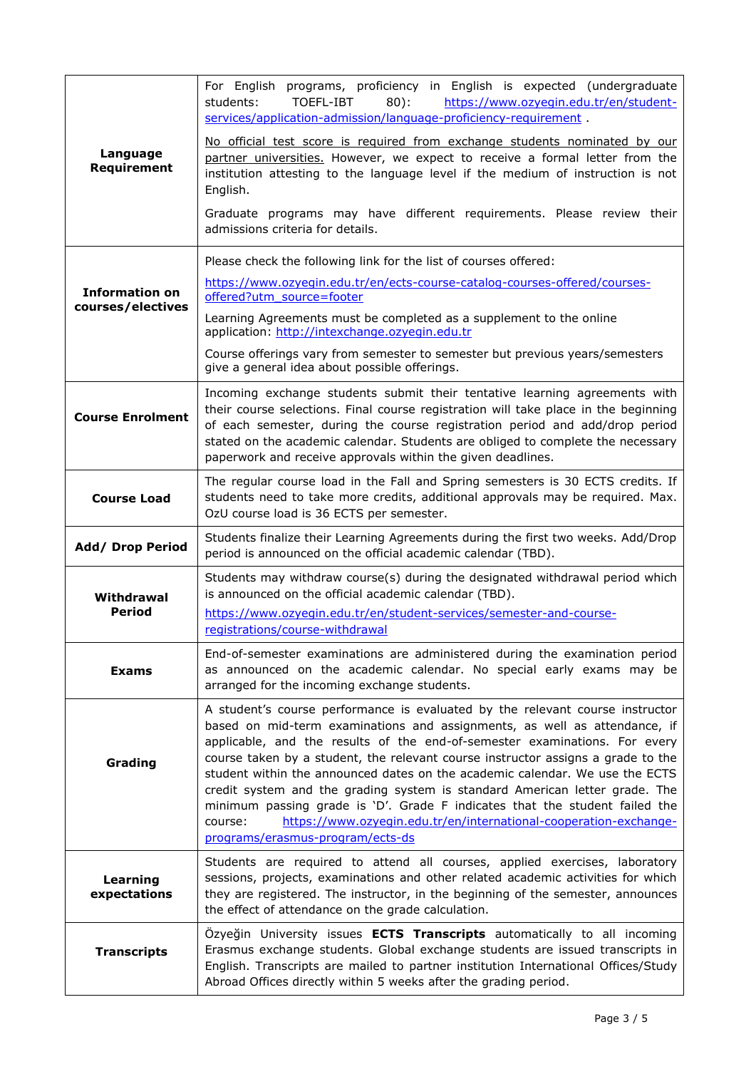| | |
|---|---|
| **Language Requirement** | For English programs, proficiency in English is expected (undergraduate students: TOEFL-IBT 80): https://www.ozyegin.edu.tr/en/student-services/application-admission/language-proficiency-requirement .<br><br>No official test score is required from exchange students nominated by our partner universities. However, we expect to receive a formal letter from the institution attesting to the language level if the medium of instruction is not English.<br><br>Graduate programs may have different requirements. Please review their admissions criteria for details. |
| **Information on courses/electives** | Please check the following link for the list of courses offered:<br><br>https://www.ozyegin.edu.tr/en/ects-course-catalog-courses-offered/courses-offered?utm_source=footer<br><br>Learning Agreements must be completed as a supplement to the online application: http://intexchange.ozyegin.edu.tr<br><br>Course offerings vary from semester to semester but previous years/semesters give a general idea about possible offerings. |
| **Course Enrolment** | Incoming exchange students submit their tentative learning agreements with their course selections. Final course registration will take place in the beginning of each semester, during the course registration period and add/drop period stated on the academic calendar. Students are obliged to complete the necessary paperwork and receive approvals within the given deadlines. |
| **Course Load** | The regular course load in the Fall and Spring semesters is 30 ECTS credits. If students need to take more credits, additional approvals may be required. Max. OzU course load is 36 ECTS per semester. |
| **Add/ Drop Period** | Students finalize their Learning Agreements during the first two weeks. Add/Drop period is announced on the official academic calendar (TBD). |
| **Withdrawal Period** | Students may withdraw course(s) during the designated withdrawal period which is announced on the official academic calendar (TBD).<br><br>https://www.ozyegin.edu.tr/en/student-services/semester-and-course-registrations/course-withdrawal |
| **Exams** | End-of-semester examinations are administered during the examination period as announced on the academic calendar. No special early exams may be arranged for the incoming exchange students. |
| **Grading** | A student's course performance is evaluated by the relevant course instructor based on mid-term examinations and assignments, as well as attendance, if applicable, and the results of the end-of-semester examinations. For every course taken by a student, the relevant course instructor assigns a grade to the student within the announced dates on the academic calendar. We use the ECTS credit system and the grading system is standard American letter grade. The minimum passing grade is 'D'. Grade F indicates that the student failed the course: https://www.ozyegin.edu.tr/en/international-cooperation-exchange-programs/erasmus-program/ects-ds |
| **Learning expectations** | Students are required to attend all courses, applied exercises, laboratory sessions, projects, examinations and other related academic activities for which they are registered. The instructor, in the beginning of the semester, announces the effect of attendance on the grade calculation. |
| **Transcripts** | Özyeğin University issues **ECTS Transcripts** automatically to all incoming Erasmus exchange students. Global exchange students are issued transcripts in English. Transcripts are mailed to partner institution International Offices/Study Abroad Offices directly within 5 weeks after the grading period. |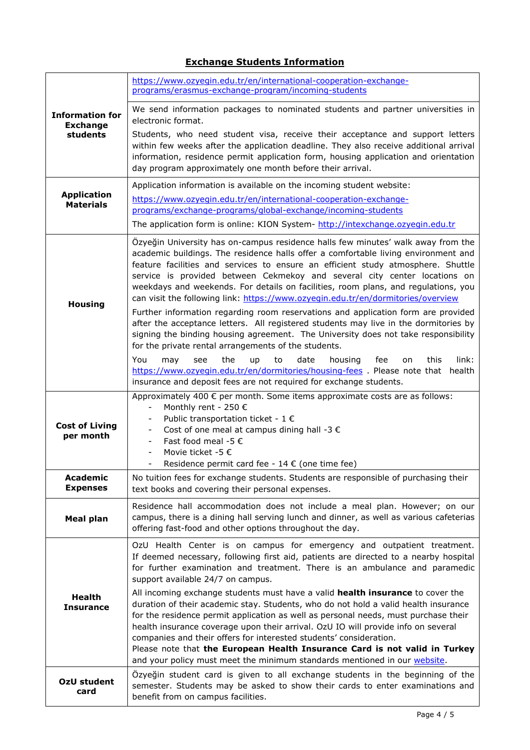## Exchange Students Information

| | |
|---|---|
| **Information for Exchange students** | https://www.ozyegin.edu.tr/en/international-cooperation-exchange-programs/erasmus-exchange-program/incoming-students<br><br>We send information packages to nominated students and partner universities in electronic format.<br><br>Students, who need student visa, receive their acceptance and support letters within few weeks after the application deadline. They also receive additional arrival information, residence permit application form, housing application and orientation day program approximately one month before their arrival. |
| **Application Materials** | Application information is available on the incoming student website:<br><br>https://www.ozyegin.edu.tr/en/international-cooperation-exchange-programs/exchange-programs/global-exchange/incoming-students<br><br>The application form is online: KION System- http://intexchange.ozyegin.edu.tr |
| **Housing** | Özyeğin University has on-campus residence halls few minutes' walk away from the academic buildings. The residence halls offer a comfortable living environment and feature facilities and services to ensure an efficient study atmosphere. Shuttle service is provided between Cekmekoy and several city center locations on weekdays and weekends. For details on facilities, room plans, and regulations, you can visit the following link: https://www.ozyegin.edu.tr/en/dormitories/overview<br><br>Further information regarding room reservations and application form are provided after the acceptance letters. All registered students may live in the dormitories by signing the binding housing agreement. The University does not take responsibility for the private rental arrangements of the students.<br><br>You may see the up to date housing fee on this link: https://www.ozyegin.edu.tr/en/dormitories/housing-fees . Please note that health insurance and deposit fees are not required for exchange students. |
| **Cost of Living per month** | Approximately 400 € per month. Some items approximate costs are as follows:<br>- Monthly rent - 250 €<br>- Public transportation ticket - 1 €<br>- Cost of one meal at campus dining hall -3 €<br>- Fast food meal -5 €<br>- Movie ticket -5 €<br>- Residence permit card fee - 14 € (one time fee) |
| **Academic Expenses** | No tuition fees for exchange students. Students are responsible of purchasing their text books and covering their personal expenses. |
| **Meal plan** | Residence hall accommodation does not include a meal plan. However; on our campus, there is a dining hall serving lunch and dinner, as well as various cafeterias offering fast-food and other options throughout the day. |
| **Health Insurance** | OzU Health Center is on campus for emergency and outpatient treatment. If deemed necessary, following first aid, patients are directed to a nearby hospital for further examination and treatment. There is an ambulance and paramedic support available 24/7 on campus.<br><br>All incoming exchange students must have a valid **health insurance** to cover the duration of their academic stay. Students, who do not hold a valid health insurance for the residence permit application as well as personal needs, must purchase their health insurance coverage upon their arrival. OzU IO will provide info on several companies and their offers for interested students' consideration.<br>Please note that **the European Health Insurance Card is not valid in Turkey** and your policy must meet the minimum standards mentioned in our website. |
| **OzU student card** | Özyeğin student card is given to all exchange students in the beginning of the semester. Students may be asked to show their cards to enter examinations and benefit from on campus facilities. |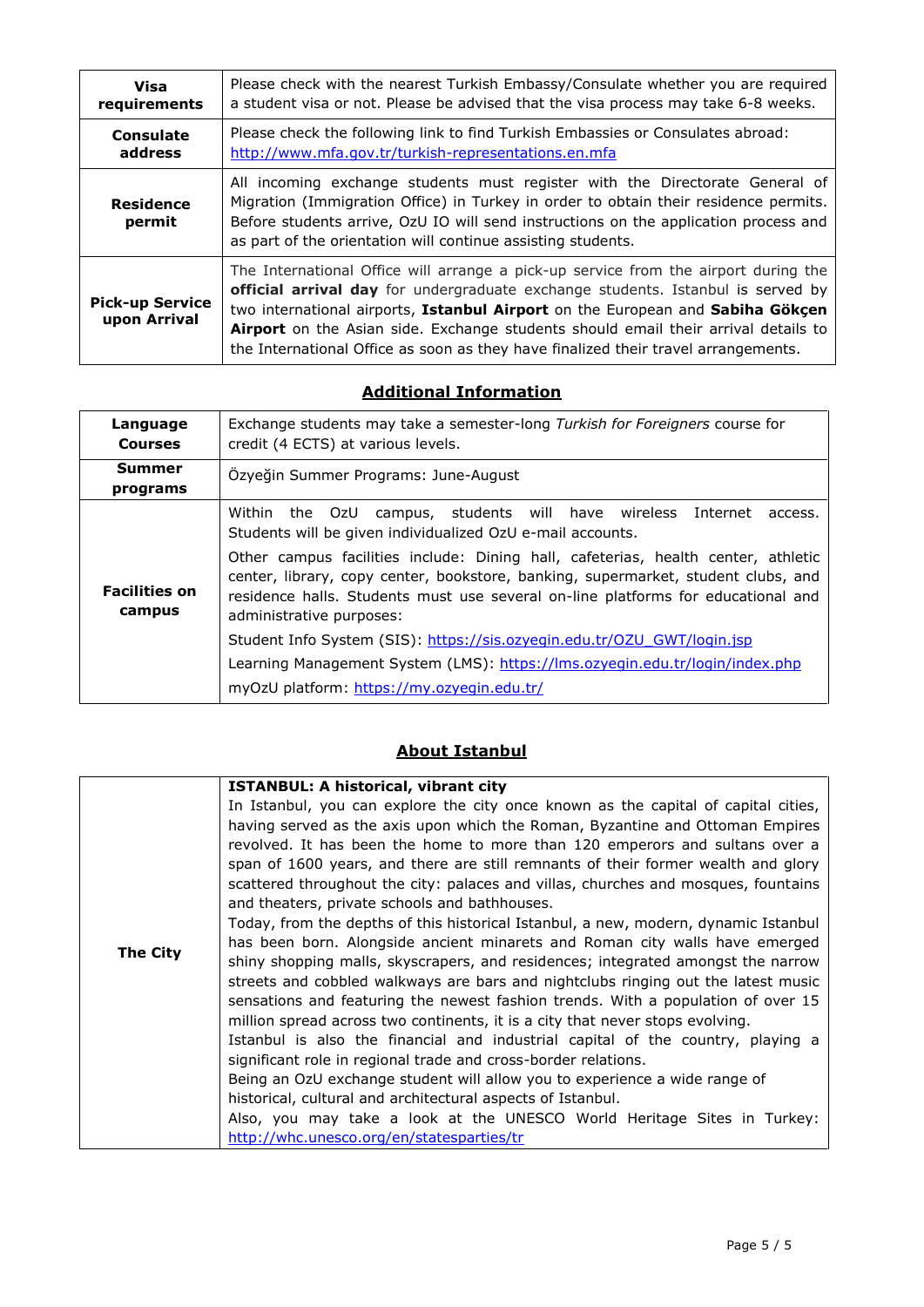| | |
|---|---|
| **Visa requirements** | Please check with the nearest Turkish Embassy/Consulate whether you are required a student visa or not. Please be advised that the visa process may take 6-8 weeks. |
| **Consulate address** | Please check the following link to find Turkish Embassies or Consulates abroad: http://www.mfa.gov.tr/turkish-representations.en.mfa |
| **Residence permit** | All incoming exchange students must register with the Directorate General of Migration (Immigration Office) in Turkey in order to obtain their residence permits. Before students arrive, OzU IO will send instructions on the application process and as part of the orientation will continue assisting students. |
| **Pick-up Service upon Arrival** | The International Office will arrange a pick-up service from the airport during the **official arrival day** for undergraduate exchange students. Istanbul is served by two international airports, **Istanbul Airport** on the European and **Sabiha Gökçen Airport** on the Asian side. Exchange students should email their arrival details to the International Office as soon as they have finalized their travel arrangements. |

## Additional Information

| | |
|---|---|
| **Language Courses** | Exchange students may take a semester-long *Turkish for Foreigners* course for credit (4 ECTS) at various levels. |
| **Summer programs** | Özyeğin Summer Programs: June-August |
| **Facilities on campus** | Within the OzU campus, students will have wireless Internet access. Students will be given individualized OzU e-mail accounts.<br><br>Other campus facilities include: Dining hall, cafeterias, health center, athletic center, library, copy center, bookstore, banking, supermarket, student clubs, and residence halls. Students must use several on-line platforms for educational and administrative purposes:<br><br>Student Info System (SIS): https://sis.ozyegin.edu.tr/OZU_GWT/login.jsp<br><br>Learning Management System (LMS): https://lms.ozyegin.edu.tr/login/index.php<br><br>myOzU platform: https://my.ozyegin.edu.tr/ |

## About Istanbul

| | |
|---|---|
| **The City** | **ISTANBUL: A historical, vibrant city**<br>In Istanbul, you can explore the city once known as the capital of capital cities, having served as the axis upon which the Roman, Byzantine and Ottoman Empires revolved. It has been the home to more than 120 emperors and sultans over a span of 1600 years, and there are still remnants of their former wealth and glory scattered throughout the city: palaces and villas, churches and mosques, fountains and theaters, private schools and bathhouses.<br>Today, from the depths of this historical Istanbul, a new, modern, dynamic Istanbul has been born. Alongside ancient minarets and Roman city walls have emerged shiny shopping malls, skyscrapers, and residences; integrated amongst the narrow streets and cobbled walkways are bars and nightclubs ringing out the latest music sensations and featuring the newest fashion trends. With a population of over 15 million spread across two continents, it is a city that never stops evolving.<br>Istanbul is also the financial and industrial capital of the country, playing a significant role in regional trade and cross-border relations.<br>Being an OzU exchange student will allow you to experience a wide range of historical, cultural and architectural aspects of Istanbul.<br>Also, you may take a look at the UNESCO World Heritage Sites in Turkey: http://whc.unesco.org/en/statesparties/tr |